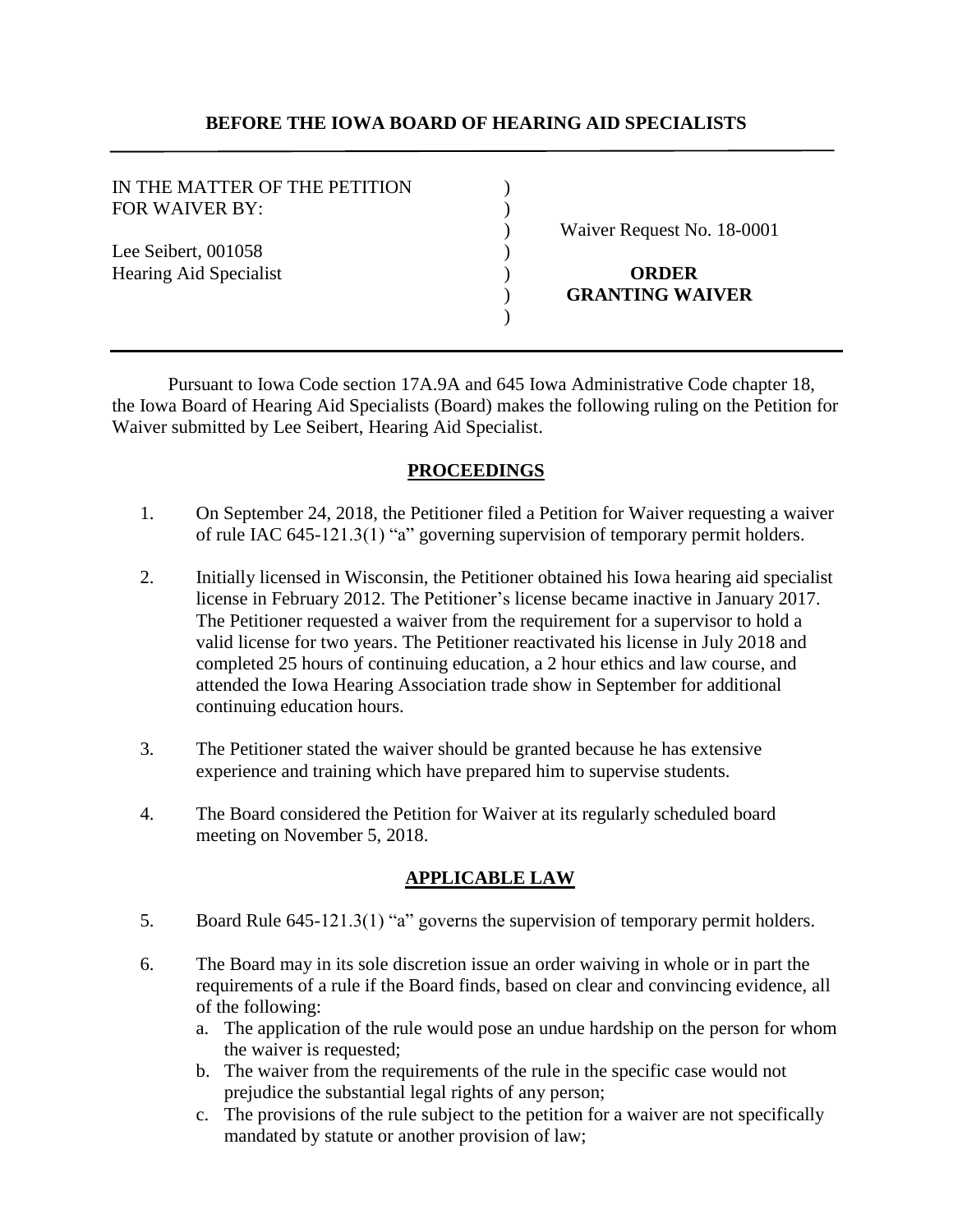**BEFORE THE IOWA BOARD OF HEARING AID SPECIALISTS**

---

IN THE MATTER OF THE PETITION FOR WAIVER BY:

Lee Seibert, 001058
Hearing Aid Specialist

Waiver Request No. 18-0001

**ORDER GRANTING WAIVER**

---

Pursuant to Iowa Code section 17A.9A and 645 Iowa Administrative Code chapter 18, the Iowa Board of Hearing Aid Specialists (Board) makes the following ruling on the Petition for Waiver submitted by Lee Seibert, Hearing Aid Specialist.

## PROCEEDINGS

1. On September 24, 2018, the Petitioner filed a Petition for Waiver requesting a waiver of rule IAC 645-121.3(1) "a" governing supervision of temporary permit holders.

2. Initially licensed in Wisconsin, the Petitioner obtained his Iowa hearing aid specialist license in February 2012. The Petitioner's license became inactive in January 2017. The Petitioner requested a waiver from the requirement for a supervisor to hold a valid license for two years. The Petitioner reactivated his license in July 2018 and completed 25 hours of continuing education, a 2 hour ethics and law course, and attended the Iowa Hearing Association trade show in September for additional continuing education hours.

3. The Petitioner stated the waiver should be granted because he has extensive experience and training which have prepared him to supervise students.

4. The Board considered the Petition for Waiver at its regularly scheduled board meeting on November 5, 2018.

## APPLICABLE LAW

5. Board Rule 645-121.3(1) "a" governs the supervision of temporary permit holders.

6. The Board may in its sole discretion issue an order waiving in whole or in part the requirements of a rule if the Board finds, based on clear and convincing evidence, all of the following:
   a. The application of the rule would pose an undue hardship on the person for whom the waiver is requested;
   b. The waiver from the requirements of the rule in the specific case would not prejudice the substantial legal rights of any person;
   c. The provisions of the rule subject to the petition for a waiver are not specifically mandated by statute or another provision of law;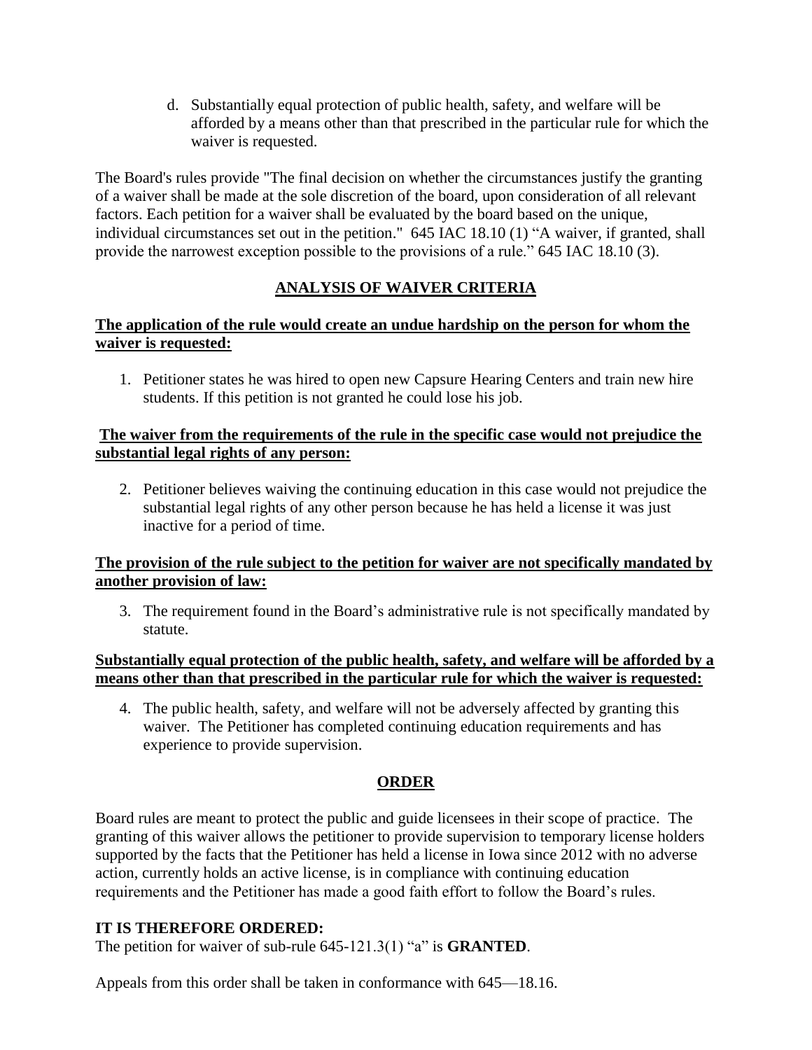d. Substantially equal protection of public health, safety, and welfare will be afforded by a means other than that prescribed in the particular rule for which the waiver is requested.

The Board's rules provide "The final decision on whether the circumstances justify the granting of a waiver shall be made at the sole discretion of the board, upon consideration of all relevant factors. Each petition for a waiver shall be evaluated by the board based on the unique, individual circumstances set out in the petition." 645 IAC 18.10 (1) "A waiver, if granted, shall provide the narrowest exception possible to the provisions of a rule." 645 IAC 18.10 (3).

## ANALYSIS OF WAIVER CRITERIA

**The application of the rule would create an undue hardship on the person for whom the waiver is requested:**

1. Petitioner states he was hired to open new Capsure Hearing Centers and train new hire students. If this petition is not granted he could lose his job.

**The waiver from the requirements of the rule in the specific case would not prejudice the substantial legal rights of any person:**

2. Petitioner believes waiving the continuing education in this case would not prejudice the substantial legal rights of any other person because he has held a license it was just inactive for a period of time.

**The provision of the rule subject to the petition for waiver are not specifically mandated by another provision of law:**

3. The requirement found in the Board's administrative rule is not specifically mandated by statute.

**Substantially equal protection of the public health, safety, and welfare will be afforded by a means other than that prescribed in the particular rule for which the waiver is requested:**

4. The public health, safety, and welfare will not be adversely affected by granting this waiver. The Petitioner has completed continuing education requirements and has experience to provide supervision.

## ORDER

Board rules are meant to protect the public and guide licensees in their scope of practice. The granting of this waiver allows the petitioner to provide supervision to temporary license holders supported by the facts that the Petitioner has held a license in Iowa since 2012 with no adverse action, currently holds an active license, is in compliance with continuing education requirements and the Petitioner has made a good faith effort to follow the Board's rules.

**IT IS THEREFORE ORDERED:**
The petition for waiver of sub-rule 645-121.3(1) "a" is **GRANTED**.

Appeals from this order shall be taken in conformance with 645—18.16.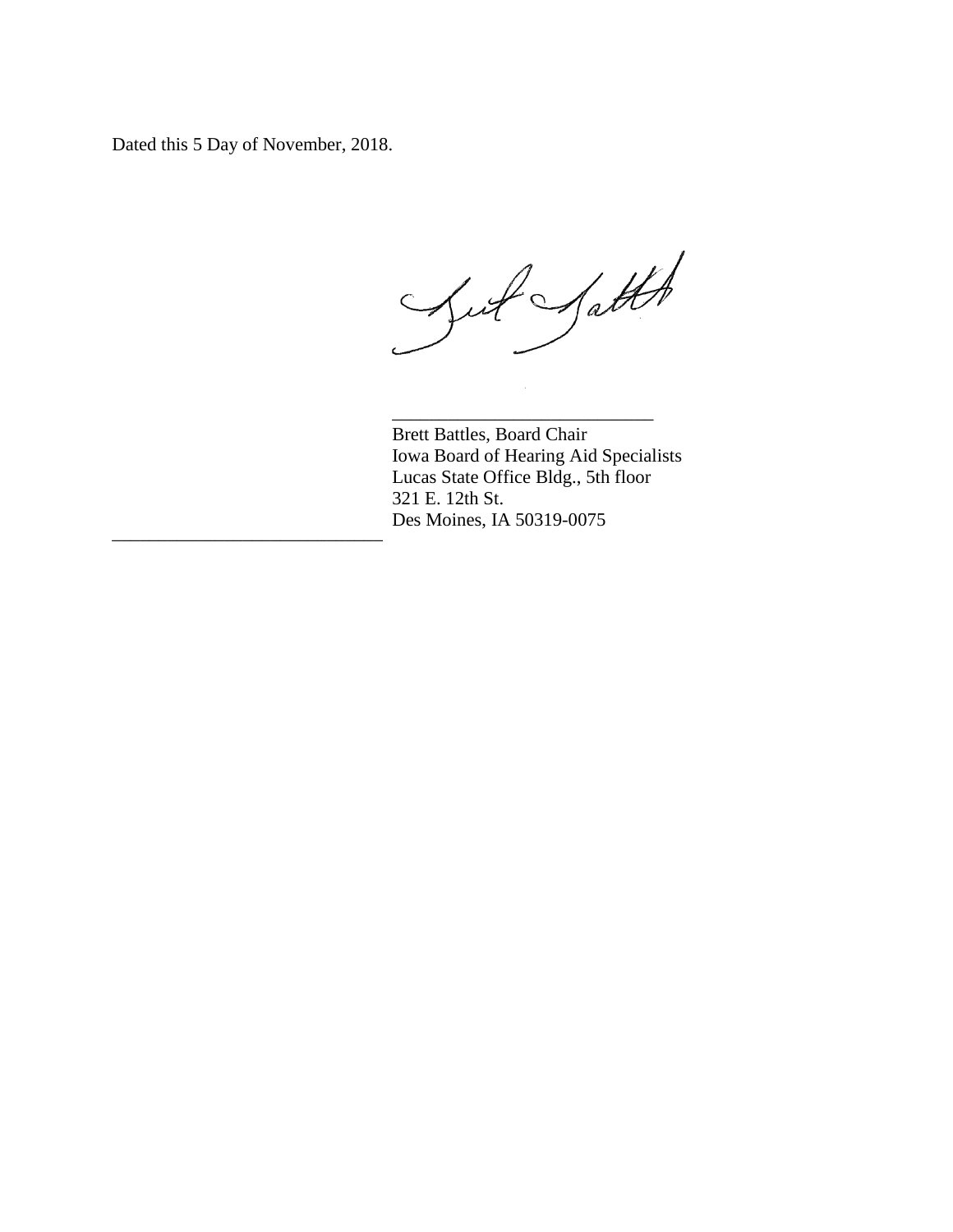Dated this 5 Day of November, 2018.

\_\_\_\_\_\_\_\_\_\_\_\_\_\_\_\_\_\_\_\_\_\_\_\_\_\_\_\_

Brett Battles, Board Chair
Iowa Board of Hearing Aid Specialists
Lucas State Office Bldg., 5th floor
321 E. 12th St.
Des Moines, IA 50319-0075

\_\_\_\_\_\_\_\_\_\_\_\_\_\_\_\_\_\_\_\_\_\_\_\_\_\_\_\_\_\_